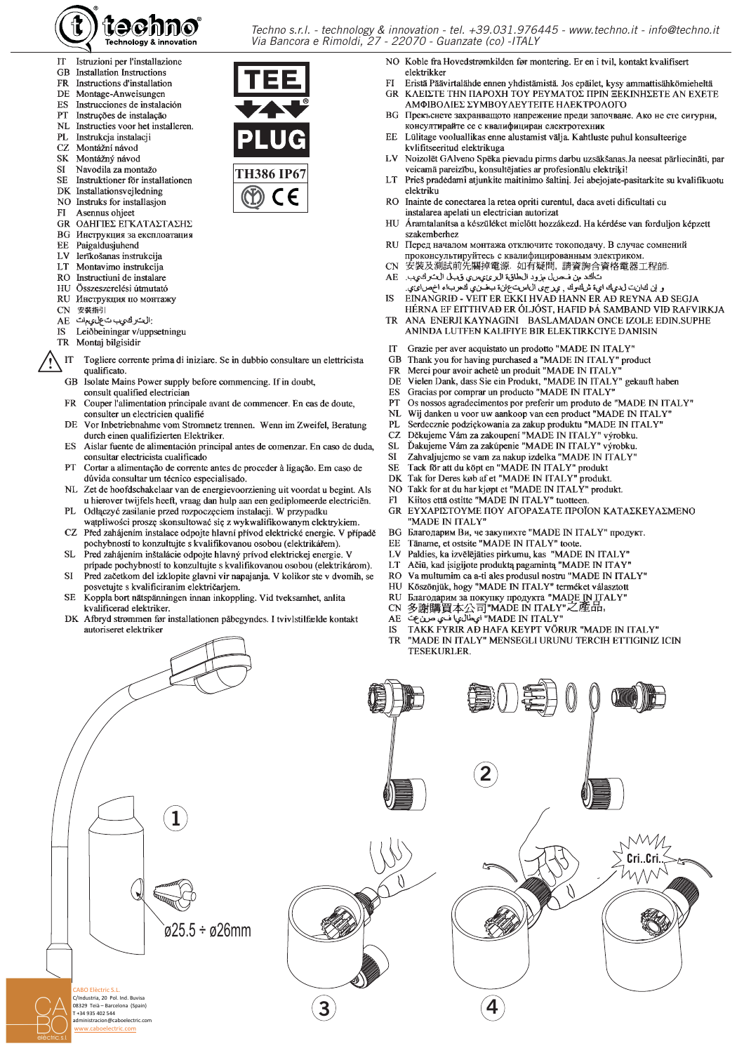Techno s.r.l. - technology & innovation - tel. +39.031.976445 - www.techno.it - info@techno.it
Via Bancora e Rimoldi, 27 - 22070 - Guanzate (co) -ITALY

# TEE PLUG

TH386 IP67

IT Istruzioni per l'installazione
GB Installation Instructions
FR Instructions d'installation
DE Montage-Anweisungen
ES Instrucciones de instalación
PT Instruções de instalação
NL Instructies voor het installeren.
PL Instrukcja instalacji
CZ Montážní návod
SK Montážný návod
SI Navodila za montažo
SE Instruktioner för installationen
DK Installationsvejledning
NO Instruks for installasjon
FI Asennus ohjeet
GR ΟΔΗΓΙΕΣ ΕΓΚΑΤΑΣΤΑΣΗΣ
BG Инструкция за експлоатация
EE Paigaldusjuhend
LV Ierīkošanas instrukcija
LT Montavimo instrukcija
RO Instructiuni de instalare
HU Összeszerelési útmutató
RU Инструкция по монтажу
CN 安裝指引
AE تعليمات التركيب:
IS Leiðbeiningar v/uppsetningu
TR Montaj bilgisidir

IT Togliere corrente prima di iniziare. Se in dubbio consultare un elettricista qualificato.
GB Isolate Mains Power supply before commencing. If in doubt, consult qualified electrician
FR Couper l'alimentation principale avant de commencer. En cas de doute, consulter un electricien qualifié
DE Vor Inbetriebnahme vom Stromnetz trennen. Wenn im Zweifel, Beratung durch einen qualifizierten Elektriker.
ES Aislar fuente de alimentación principal antes de comenzar. En caso de duda, consultar electricista cualificado
PT Cortar a alimentação de corrente antes de proceder à ligação. Em caso de dúvida consultar um técnico especialisado.
NL Zet de hoofdschakelaar van de energievoorziening uit voordat u begint. Als u hierover twijfels heeft, vraag dan hulp aan een gediplomeerde electriciën.
PL Odłączyć zasilanie przed rozpoczęciem instalacji. W przypadku wątpliwości proszę skonsultować się z wykwalifikowanym elektrykiem.
CZ Před zahájením instalace odpojte hlavní přívod elektrické energie. V případě pochybností to konzultujte s kvalifikovanou osobou (elektrikářem).
SL Pred zahájením inštalácie odpojte hlavný prívod elektrickej energie. V prípade pochybností to konzultujte s kvalifikovanou osobou (elektrikárom).
SI Pred začetkom del izklopite glavni vir napajanja. V kolikor ste v dvomih, se posvetujte s kvalificiranim električarjem.
SE Koppla bort nätspänningen innan inkoppling. Vid tveksamhet, anlita kvalificerad elektriker.
DK Afbryd strømmen før installationen påbegyndes. I tvivlstilfælde kontakt autoriseret elektriker

NO Koble fra Hovedstrømkilden før montering. Er en i tvil, kontakt kvalifisert elektrikker
FI Eristä Päävirtalähde ennen yhdistämistä. Jos epäilet, kysy ammattisähkömieheltä
GR ΚΛΕΙΣΤΕ ΤΗΝ ΠΑΡΟΧΗ ΤΟΥ ΡΕΥΜΑΤΟΣ ΠΡΙΝ ΞΕΚΙΝΗΣΕΤΕ ΑΝ ΕΧΕΤΕ ΑΜΦΙΒΟΛΙΕΣ ΣΥΜΒΟΥΛΕΥΤΕΙΤΕ ΗΛΕΚΤΡΟΛΟΓΟ
BG Прекъснете захранващото напрежение преди започване. Ако не сте сигурни, консултирайте се с квалифициран електротехник
EE Lülitage vooluallikas enne alustamist välja. Kahtluste puhul konsulteerige kvlifitseeritud elektrikuga
LV Noizolēt GAlveno Spēka pievadu pirms darbu uzsākšanas.Ja neesat pārliecināti, par veicamā pareizību, konsultējaties ar profesionālu elektriķi!
LT Prieš pradėdami atjunkite maitinimo šaltinį. Jei abejojate-pasitarkite su kvalifikuotu elektriku
RO Inainte de conectarea la retea opriti curentul, daca aveti dificultati cu instalarea apelati un electrician autorizat
HU Áramtalanítsa a készüléket mielőtt hozzákezd. Ha kérdése van forduljon képzett szakemberhez
RU Перед началом монтажа отключите токоподачу. В случае сомнений проконсультируйтесь с квалифицированным электриком.
CN 安裝及測試前先關掉電源. 如有疑問, 請資詢合資格電器工程師.
AE تأكد من فصل مزود الطاقة الرئيسي قبل التركيب. و إن كانت لديك أية شكوك ، يرجى الاستعانة بفني كهرباء اخصائي.
IS EINANGRIÐ - VEIT ER EKKI HVAÐ HANN ER AÐ REYNA AÐ SEGJA HÉRNA EF EITTHVAÐ ER ÓLJÓST, HAFIÐ ÞÁ SAMBAND VIÐ RAFVIRKJA
TR ANA ENERJI KAYNAGINI BASLAMADAN ONCE IZOLE EDIN.SUPHE ANINDA LUTFEN KALIFIYE BIR ELEKTRIKCIYE DANISIN

IT Grazie per aver acquistato un prodotto "MADE IN ITALY"
GB Thank you for having purchased a "MADE IN ITALY" product
FR Merci pour avoir acheté un produit "MADE IN ITALY"
DE Vielen Dank, dass Sie ein Produkt, "MADE IN ITALY" gekauft haben
ES Gracias por comprar un producto "MADE IN ITALY"
PT Os nossos agradecimentos por preferir um produto de "MADE IN ITALY"
NL Wij danken u voor uw aankoop van een product "MADE IN ITALY"
PL Serdecznie podziękowania za zakup produktu "MADE IN ITALY"
CZ Děkujeme Vám za zakoupení "MADE IN ITALY" výrobku.
SL Ďakujeme Vám za zakúpenie "MADE IN ITALY" výrobku.
SI Zahvaljujemo se vam za nakup izdelka "MADE IN ITALY"
SE Tack för att du köpt en "MADE IN ITALY" produkt
DK Tak for Deres køb af et "MADE IN ITALY" produkt.
NO Takk for at du har kjøpt et "MADE IN ITALY" produkt.
FI Kiitos että ostitte "MADE IN ITALY" tuotteen.
GR ΕΥΧΑΡΙΣΤΟΥΜΕ ΠΟΥ ΑΓΟΡΑΣΑΤΕ ΠΡΟΪΟΝ ΚΑΤΑΣΚΕΥΑΣΜΕΝΟ "MADE IN ITALY"
BG Благодарим Ви, че закупихте "MADE IN ITALY" продукт.
EE Täname, et ostsite "MADE IN ITALY" toote.
LV Paldies, ka izvēlējāties pirkumu, kas "MADE IN ITALY"
LT Ačiū, kad įsigijote produktą pagamintą "MADE IN ITAY"
RO Va multumim ca a-ti ales produsul nostru "MADE IN ITALY"
HU Köszönjük, hogy "MADE IN ITALY" terméket választott
RU Благодарим за покупку продукта "MADE IN ITALY"
CN 多謝購買本公司"MADE IN ITALY"之產品,
AE "MADE IN ITALY" صنع في ايطاليا
IS TAKK FYRIR AÐ HAFA KEYPT VÖRUR "MADE IN ITALY"
TR "MADE IN ITALY" MENSEGLI URUNU TERCIH ETTIGINIZ ICIN TESEKURLER.

1 — ø25.5 ÷ ø26mm

2

3

4 — Cri..Cri..

CABO Electric S.L.
C/Industria, 20 Pol. Ind. Buvisa
08329 Teià – Barcelona (Spain)
T +34 935 402 544
administracion@caboelectric.com
www.caboelectric.com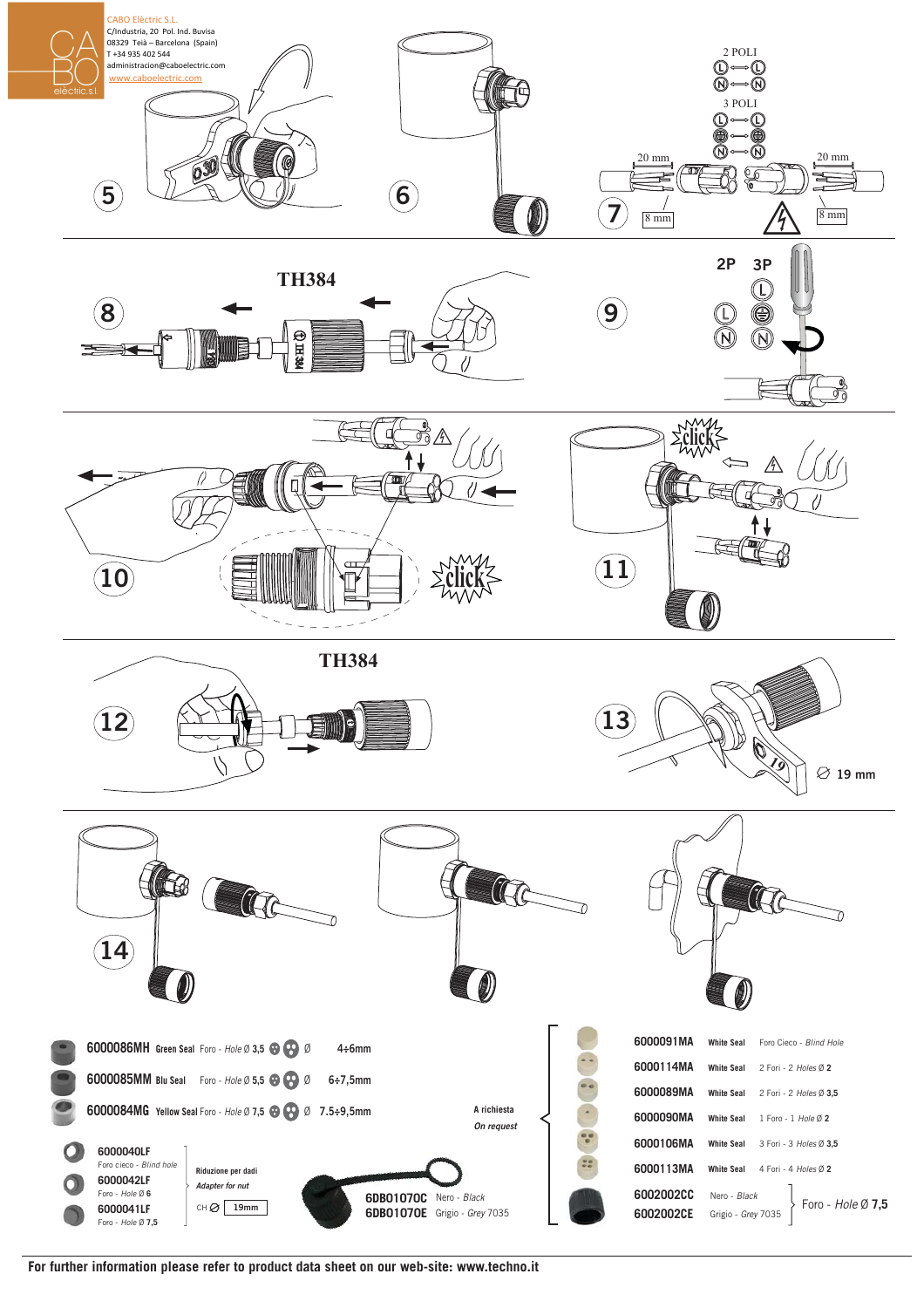CABO Elèctric S.L.
C/Industria, 20 Pol. Ind. Buvisa
08329 Teià – Barcelona (Spain)
T +34 935 402 544
administracion@caboelectric.com
www.caboelectric.com

5

6

2 POLI

3 POLI

20 mm

20 mm

8 mm

8 mm

7

TH384

8

9

2P 3P

10

click

11

click

TH384

12

13

19 mm

14

| | | | | |
|---|---|---|---|---|
| 6000086MH | Green Seal | Foro - *Hole* Ø 3,5 | Ø | 4÷6mm |
| 6000085MM | Blu Seal | Foro - *Hole* Ø 5,5 | Ø | 6÷7,5mm |
| 6000084MG | Yellow Seal | Foro - *Hole* Ø 7,5 | Ø | 7.5÷9,5mm |

A richiesta
*On request*

| | | |
|---|---|---|
| 6000091MA | White Seal | Foro Cieco - *Blind Hole* |
| 6000114MA | White Seal | 2 Fori - 2 *Holes* Ø 2 |
| 6000089MA | White Seal | 2 Fori - 2 *Holes* Ø 3,5 |
| 6000090MA | White Seal | 1 Foro - 1 *Hole* Ø 2 |
| 6000106MA | White Seal | 3 Fori - 3 *Holes* Ø 3,5 |
| 6000113MA | White Seal | 4 Fori - 4 *Holes* Ø 2 |
| 6002002CC | Nero - *Black* | Foro - *Hole* Ø 7,5 |
| 6002002CE | Grigio - *Grey* 7035 | Foro - *Hole* Ø 7,5 |

6000040LF
Foro cieco - *Blind hole*

6000042LF
Foro - *Hole* Ø 6

6000041LF
Foro - *Hole* Ø 7,5

Riduzione per dadi
*Adapter for nut*

CH Ø 19mm

6DB0107OC Nero - *Black*
6DB0107OE Grigio - *Grey* 7035

**For further information please refer to product data sheet on our web-site: www.techno.it**